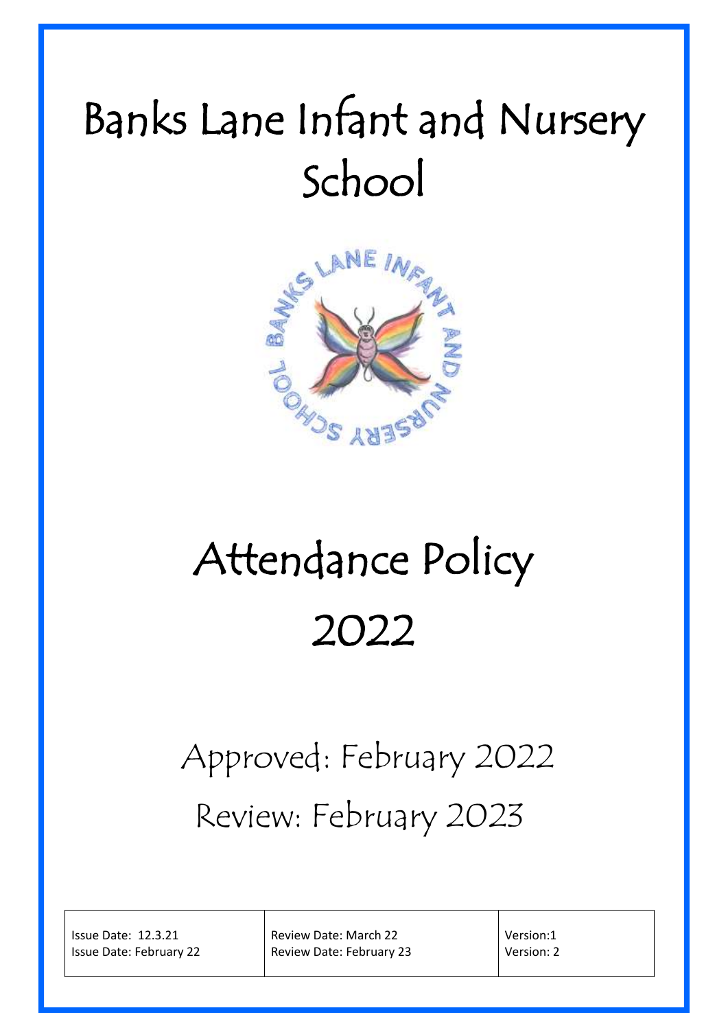# Banks Lane Infant and Nursery School

# Attendance Policy 2022

Approved: February 2022

Review: February 2023

| Issue Date: 12.3.21 | Review Date: March 22 | Version:1 |
|---|---|---|
| Issue Date: February 22 | Review Date: February 23 | Version: 2 |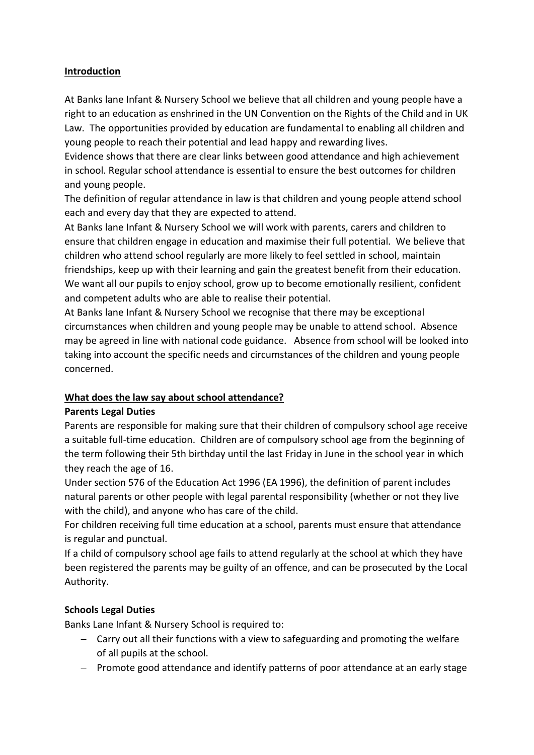## Introduction

At Banks lane Infant & Nursery School we believe that all children and young people have a right to an education as enshrined in the UN Convention on the Rights of the Child and in UK Law. The opportunities provided by education are fundamental to enabling all children and young people to reach their potential and lead happy and rewarding lives.

Evidence shows that there are clear links between good attendance and high achievement in school. Regular school attendance is essential to ensure the best outcomes for children and young people.

The definition of regular attendance in law is that children and young people attend school each and every day that they are expected to attend.

At Banks lane Infant & Nursery School we will work with parents, carers and children to ensure that children engage in education and maximise their full potential. We believe that children who attend school regularly are more likely to feel settled in school, maintain friendships, keep up with their learning and gain the greatest benefit from their education. We want all our pupils to enjoy school, grow up to become emotionally resilient, confident and competent adults who are able to realise their potential.

At Banks lane Infant & Nursery School we recognise that there may be exceptional circumstances when children and young people may be unable to attend school. Absence may be agreed in line with national code guidance. Absence from school will be looked into taking into account the specific needs and circumstances of the children and young people concerned.

## What does the law say about school attendance?

### Parents Legal Duties

Parents are responsible for making sure that their children of compulsory school age receive a suitable full-time education. Children are of compulsory school age from the beginning of the term following their 5th birthday until the last Friday in June in the school year in which they reach the age of 16.

Under section 576 of the Education Act 1996 (EA 1996), the definition of parent includes natural parents or other people with legal parental responsibility (whether or not they live with the child), and anyone who has care of the child.

For children receiving full time education at a school, parents must ensure that attendance is regular and punctual.

If a child of compulsory school age fails to attend regularly at the school at which they have been registered the parents may be guilty of an offence, and can be prosecuted by the Local Authority.

### Schools Legal Duties

Banks Lane Infant & Nursery School is required to:

- Carry out all their functions with a view to safeguarding and promoting the welfare of all pupils at the school.
- Promote good attendance and identify patterns of poor attendance at an early stage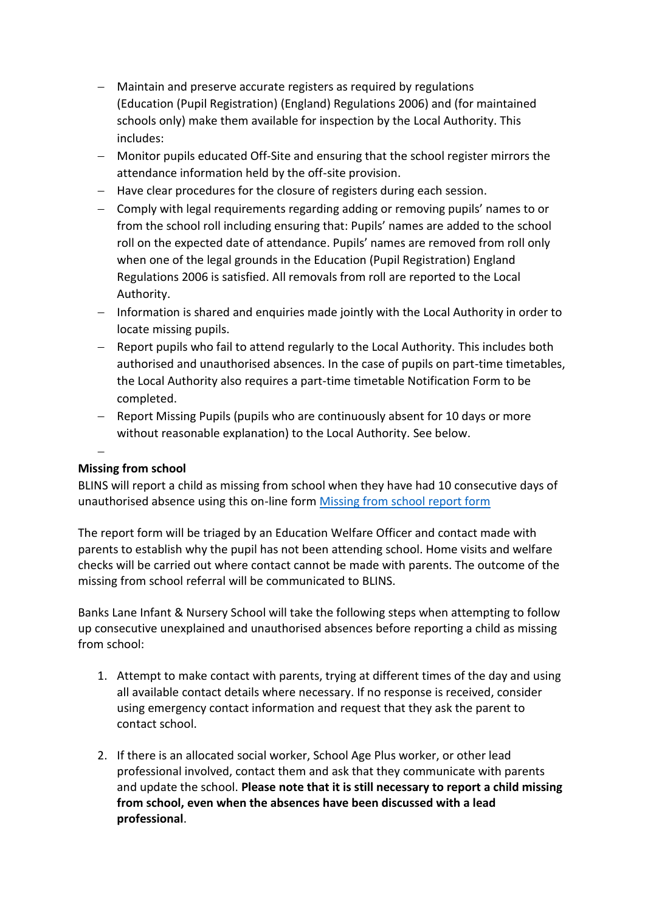- Maintain and preserve accurate registers as required by regulations (Education (Pupil Registration) (England) Regulations 2006) and (for maintained schools only) make them available for inspection by the Local Authority. This includes:
- Monitor pupils educated Off-Site and ensuring that the school register mirrors the attendance information held by the off-site provision.
- Have clear procedures for the closure of registers during each session.
- Comply with legal requirements regarding adding or removing pupils' names to or from the school roll including ensuring that: Pupils' names are added to the school roll on the expected date of attendance. Pupils' names are removed from roll only when one of the legal grounds in the Education (Pupil Registration) England Regulations 2006 is satisfied. All removals from roll are reported to the Local Authority.
- Information is shared and enquiries made jointly with the Local Authority in order to locate missing pupils.
- Report pupils who fail to attend regularly to the Local Authority. This includes both authorised and unauthorised absences. In the case of pupils on part-time timetables, the Local Authority also requires a part-time timetable Notification Form to be completed.
- Report Missing Pupils (pupils who are continuously absent for 10 days or more without reasonable explanation) to the Local Authority. See below.

**Missing from school**

BLINS will report a child as missing from school when they have had 10 consecutive days of unauthorised absence using this on-line form Missing from school report form

The report form will be triaged by an Education Welfare Officer and contact made with parents to establish why the pupil has not been attending school. Home visits and welfare checks will be carried out where contact cannot be made with parents. The outcome of the missing from school referral will be communicated to BLINS.

Banks Lane Infant & Nursery School will take the following steps when attempting to follow up consecutive unexplained and unauthorised absences before reporting a child as missing from school:

1. Attempt to make contact with parents, trying at different times of the day and using all available contact details where necessary. If no response is received, consider using emergency contact information and request that they ask the parent to contact school.

2. If there is an allocated social worker, School Age Plus worker, or other lead professional involved, contact them and ask that they communicate with parents and update the school. **Please note that it is still necessary to report a child missing from school, even when the absences have been discussed with a lead professional**.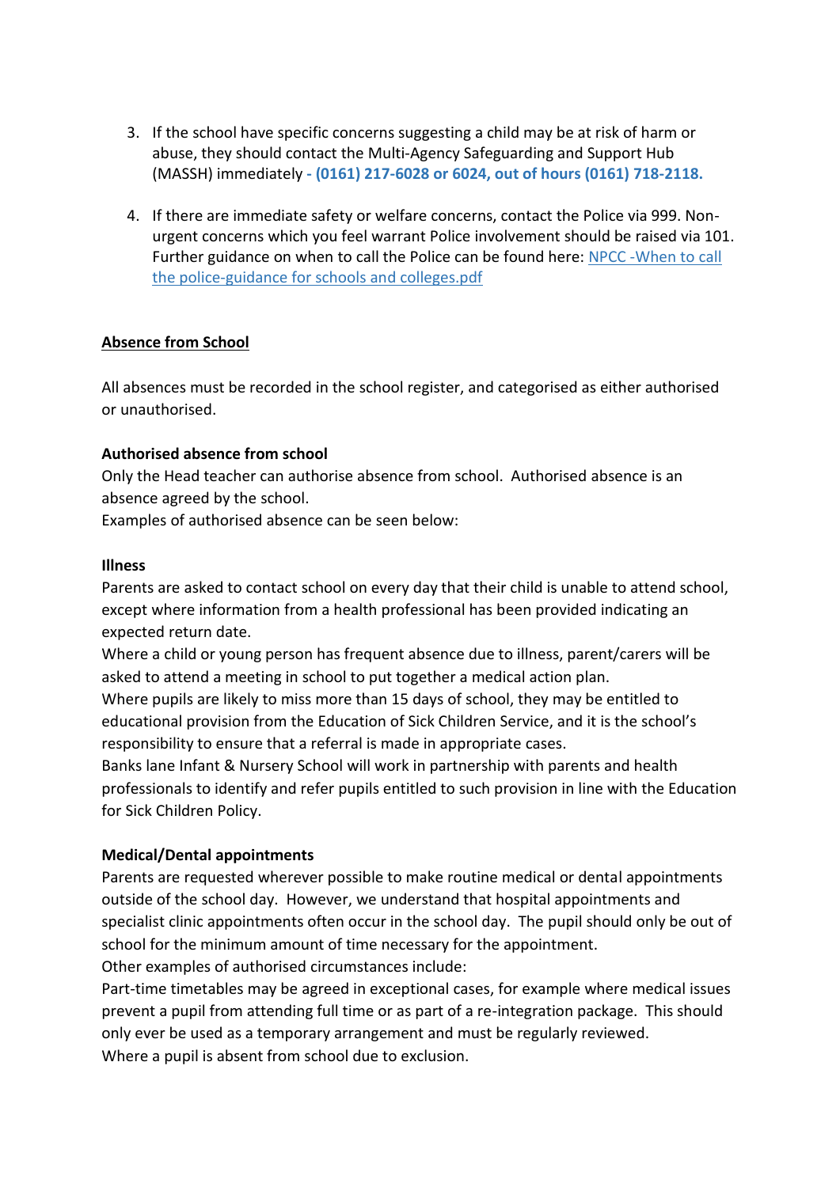3. If the school have specific concerns suggesting a child may be at risk of harm or abuse, they should contact the Multi-Agency Safeguarding and Support Hub (MASSH) immediately - **(0161) 217-6028 or 6024, out of hours (0161) 718-2118.**

4. If there are immediate safety or welfare concerns, contact the Police via 999. Non-urgent concerns which you feel warrant Police involvement should be raised via 101. Further guidance on when to call the Police can be found here: [NPCC -When to call the police-guidance for schools and colleges.pdf]()

**Absence from School**

All absences must be recorded in the school register, and categorised as either authorised or unauthorised.

**Authorised absence from school**

Only the Head teacher can authorise absence from school. Authorised absence is an absence agreed by the school.
Examples of authorised absence can be seen below:

**Illness**

Parents are asked to contact school on every day that their child is unable to attend school, except where information from a health professional has been provided indicating an expected return date.
Where a child or young person has frequent absence due to illness, parent/carers will be asked to attend a meeting in school to put together a medical action plan.
Where pupils are likely to miss more than 15 days of school, they may be entitled to educational provision from the Education of Sick Children Service, and it is the school's responsibility to ensure that a referral is made in appropriate cases.
Banks lane Infant & Nursery School will work in partnership with parents and health professionals to identify and refer pupils entitled to such provision in line with the Education for Sick Children Policy.

**Medical/Dental appointments**

Parents are requested wherever possible to make routine medical or dental appointments outside of the school day. However, we understand that hospital appointments and specialist clinic appointments often occur in the school day. The pupil should only be out of school for the minimum amount of time necessary for the appointment.
Other examples of authorised circumstances include:
Part-time timetables may be agreed in exceptional cases, for example where medical issues prevent a pupil from attending full time or as part of a re-integration package. This should only ever be used as a temporary arrangement and must be regularly reviewed.
Where a pupil is absent from school due to exclusion.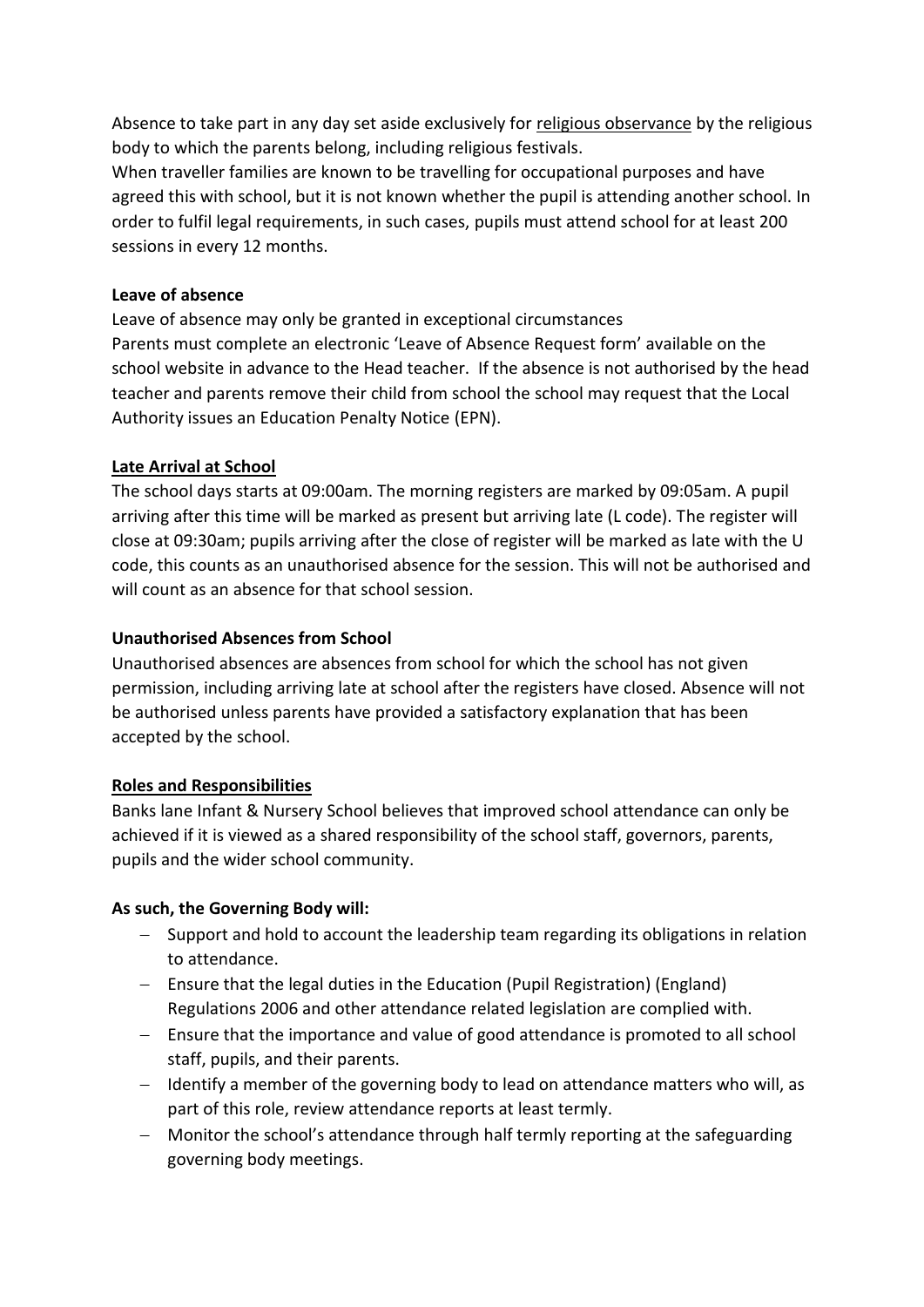Absence to take part in any day set aside exclusively for religious observance by the religious body to which the parents belong, including religious festivals.

When traveller families are known to be travelling for occupational purposes and have agreed this with school, but it is not known whether the pupil is attending another school. In order to fulfil legal requirements, in such cases, pupils must attend school for at least 200 sessions in every 12 months.

**Leave of absence**

Leave of absence may only be granted in exceptional circumstances

Parents must complete an electronic 'Leave of Absence Request form' available on the school website in advance to the Head teacher. If the absence is not authorised by the head teacher and parents remove their child from school the school may request that the Local Authority issues an Education Penalty Notice (EPN).

**Late Arrival at School**

The school days starts at 09:00am. The morning registers are marked by 09:05am. A pupil arriving after this time will be marked as present but arriving late (L code). The register will close at 09:30am; pupils arriving after the close of register will be marked as late with the U code, this counts as an unauthorised absence for the session. This will not be authorised and will count as an absence for that school session.

**Unauthorised Absences from School**

Unauthorised absences are absences from school for which the school has not given permission, including arriving late at school after the registers have closed. Absence will not be authorised unless parents have provided a satisfactory explanation that has been accepted by the school.

**Roles and Responsibilities**

Banks lane Infant & Nursery School believes that improved school attendance can only be achieved if it is viewed as a shared responsibility of the school staff, governors, parents, pupils and the wider school community.

**As such, the Governing Body will:**

- Support and hold to account the leadership team regarding its obligations in relation to attendance.
- Ensure that the legal duties in the Education (Pupil Registration) (England) Regulations 2006 and other attendance related legislation are complied with.
- Ensure that the importance and value of good attendance is promoted to all school staff, pupils, and their parents.
- Identify a member of the governing body to lead on attendance matters who will, as part of this role, review attendance reports at least termly.
- Monitor the school's attendance through half termly reporting at the safeguarding governing body meetings.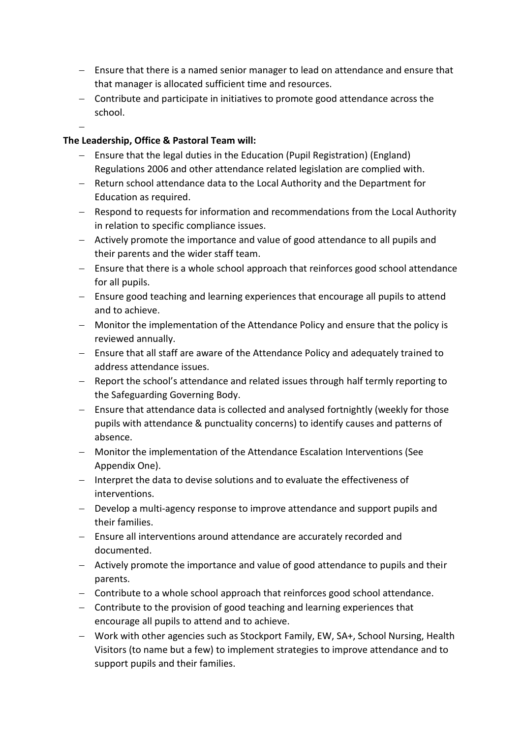- Ensure that there is a named senior manager to lead on attendance and ensure that that manager is allocated sufficient time and resources.
- Contribute and participate in initiatives to promote good attendance across the school.

**The Leadership, Office & Pastoral Team will:**

- Ensure that the legal duties in the Education (Pupil Registration) (England) Regulations 2006 and other attendance related legislation are complied with.
- Return school attendance data to the Local Authority and the Department for Education as required.
- Respond to requests for information and recommendations from the Local Authority in relation to specific compliance issues.
- Actively promote the importance and value of good attendance to all pupils and their parents and the wider staff team.
- Ensure that there is a whole school approach that reinforces good school attendance for all pupils.
- Ensure good teaching and learning experiences that encourage all pupils to attend and to achieve.
- Monitor the implementation of the Attendance Policy and ensure that the policy is reviewed annually.
- Ensure that all staff are aware of the Attendance Policy and adequately trained to address attendance issues.
- Report the school's attendance and related issues through half termly reporting to the Safeguarding Governing Body.
- Ensure that attendance data is collected and analysed fortnightly (weekly for those pupils with attendance & punctuality concerns) to identify causes and patterns of absence.
- Monitor the implementation of the Attendance Escalation Interventions (See Appendix One).
- Interpret the data to devise solutions and to evaluate the effectiveness of interventions.
- Develop a multi-agency response to improve attendance and support pupils and their families.
- Ensure all interventions around attendance are accurately recorded and documented.
- Actively promote the importance and value of good attendance to pupils and their parents.
- Contribute to a whole school approach that reinforces good school attendance.
- Contribute to the provision of good teaching and learning experiences that encourage all pupils to attend and to achieve.
- Work with other agencies such as Stockport Family, EW, SA+, School Nursing, Health Visitors (to name but a few) to implement strategies to improve attendance and to support pupils and their families.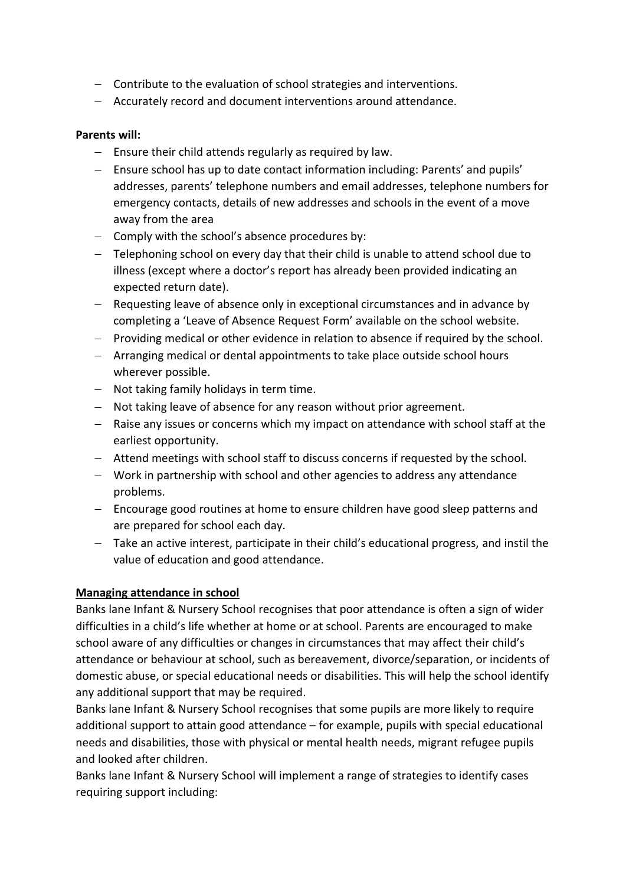- Contribute to the evaluation of school strategies and interventions.
- Accurately record and document interventions around attendance.

**Parents will:**

- Ensure their child attends regularly as required by law.
- Ensure school has up to date contact information including: Parents' and pupils' addresses, parents' telephone numbers and email addresses, telephone numbers for emergency contacts, details of new addresses and schools in the event of a move away from the area
- Comply with the school's absence procedures by:
- Telephoning school on every day that their child is unable to attend school due to illness (except where a doctor's report has already been provided indicating an expected return date).
- Requesting leave of absence only in exceptional circumstances and in advance by completing a 'Leave of Absence Request Form' available on the school website.
- Providing medical or other evidence in relation to absence if required by the school.
- Arranging medical or dental appointments to take place outside school hours wherever possible.
- Not taking family holidays in term time.
- Not taking leave of absence for any reason without prior agreement.
- Raise any issues or concerns which my impact on attendance with school staff at the earliest opportunity.
- Attend meetings with school staff to discuss concerns if requested by the school.
- Work in partnership with school and other agencies to address any attendance problems.
- Encourage good routines at home to ensure children have good sleep patterns and are prepared for school each day.
- Take an active interest, participate in their child's educational progress, and instil the value of education and good attendance.

**Managing attendance in school**

Banks lane Infant & Nursery School recognises that poor attendance is often a sign of wider difficulties in a child's life whether at home or at school. Parents are encouraged to make school aware of any difficulties or changes in circumstances that may affect their child's attendance or behaviour at school, such as bereavement, divorce/separation, or incidents of domestic abuse, or special educational needs or disabilities. This will help the school identify any additional support that may be required.

Banks lane Infant & Nursery School recognises that some pupils are more likely to require additional support to attain good attendance – for example, pupils with special educational needs and disabilities, those with physical or mental health needs, migrant refugee pupils and looked after children.

Banks lane Infant & Nursery School will implement a range of strategies to identify cases requiring support including: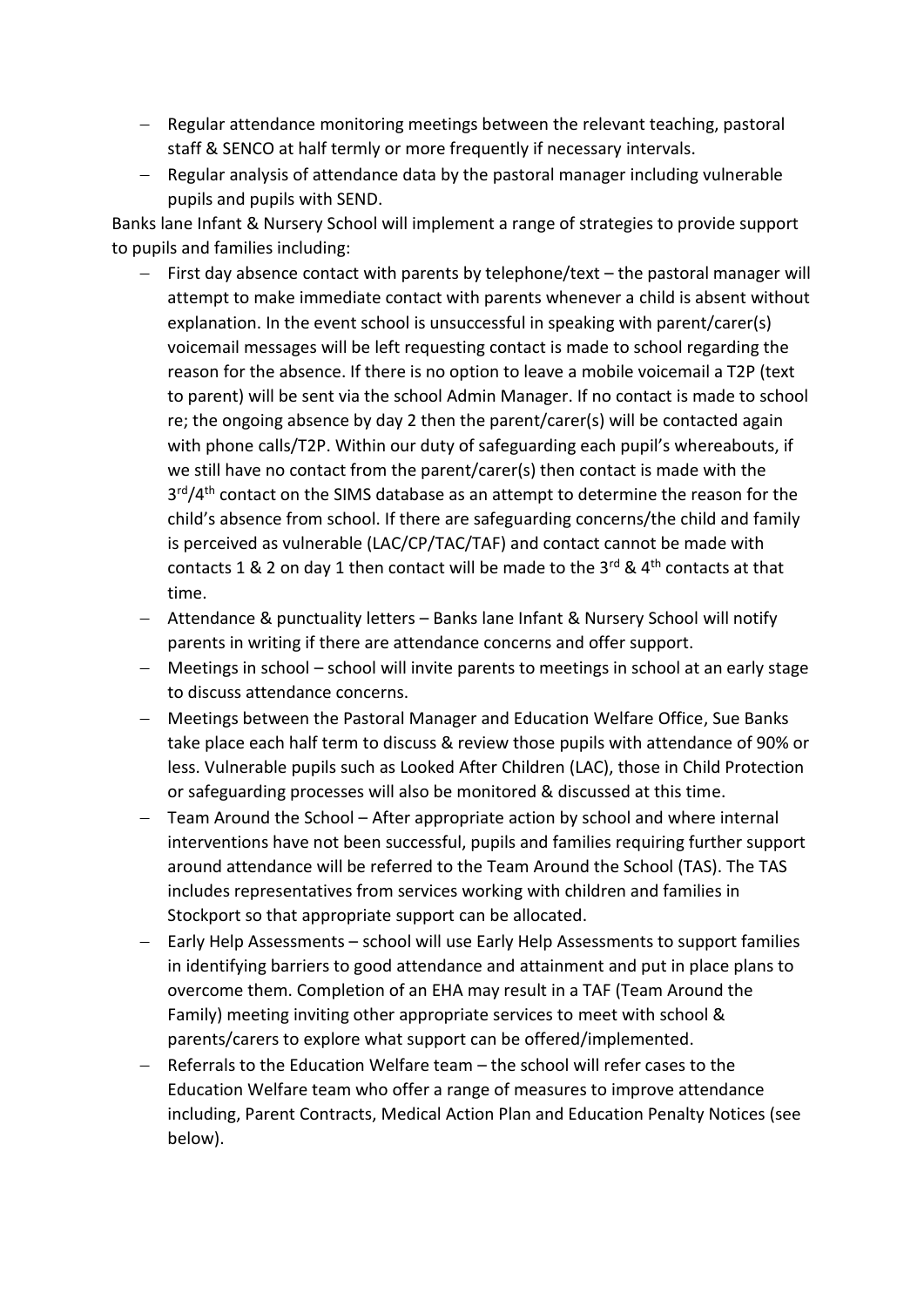- Regular attendance monitoring meetings between the relevant teaching, pastoral staff & SENCO at half termly or more frequently if necessary intervals.
- Regular analysis of attendance data by the pastoral manager including vulnerable pupils and pupils with SEND.

Banks lane Infant & Nursery School will implement a range of strategies to provide support to pupils and families including:

- First day absence contact with parents by telephone/text – the pastoral manager will attempt to make immediate contact with parents whenever a child is absent without explanation. In the event school is unsuccessful in speaking with parent/carer(s) voicemail messages will be left requesting contact is made to school regarding the reason for the absence. If there is no option to leave a mobile voicemail a T2P (text to parent) will be sent via the school Admin Manager. If no contact is made to school re; the ongoing absence by day 2 then the parent/carer(s) will be contacted again with phone calls/T2P. Within our duty of safeguarding each pupil's whereabouts, if we still have no contact from the parent/carer(s) then contact is made with the 3rd/4th contact on the SIMS database as an attempt to determine the reason for the child's absence from school. If there are safeguarding concerns/the child and family is perceived as vulnerable (LAC/CP/TAC/TAF) and contact cannot be made with contacts 1 & 2 on day 1 then contact will be made to the 3rd & 4th contacts at that time.
- Attendance & punctuality letters – Banks lane Infant & Nursery School will notify parents in writing if there are attendance concerns and offer support.
- Meetings in school – school will invite parents to meetings in school at an early stage to discuss attendance concerns.
- Meetings between the Pastoral Manager and Education Welfare Office, Sue Banks take place each half term to discuss & review those pupils with attendance of 90% or less. Vulnerable pupils such as Looked After Children (LAC), those in Child Protection or safeguarding processes will also be monitored & discussed at this time.
- Team Around the School – After appropriate action by school and where internal interventions have not been successful, pupils and families requiring further support around attendance will be referred to the Team Around the School (TAS). The TAS includes representatives from services working with children and families in Stockport so that appropriate support can be allocated.
- Early Help Assessments – school will use Early Help Assessments to support families in identifying barriers to good attendance and attainment and put in place plans to overcome them. Completion of an EHA may result in a TAF (Team Around the Family) meeting inviting other appropriate services to meet with school & parents/carers to explore what support can be offered/implemented.
- Referrals to the Education Welfare team – the school will refer cases to the Education Welfare team who offer a range of measures to improve attendance including, Parent Contracts, Medical Action Plan and Education Penalty Notices (see below).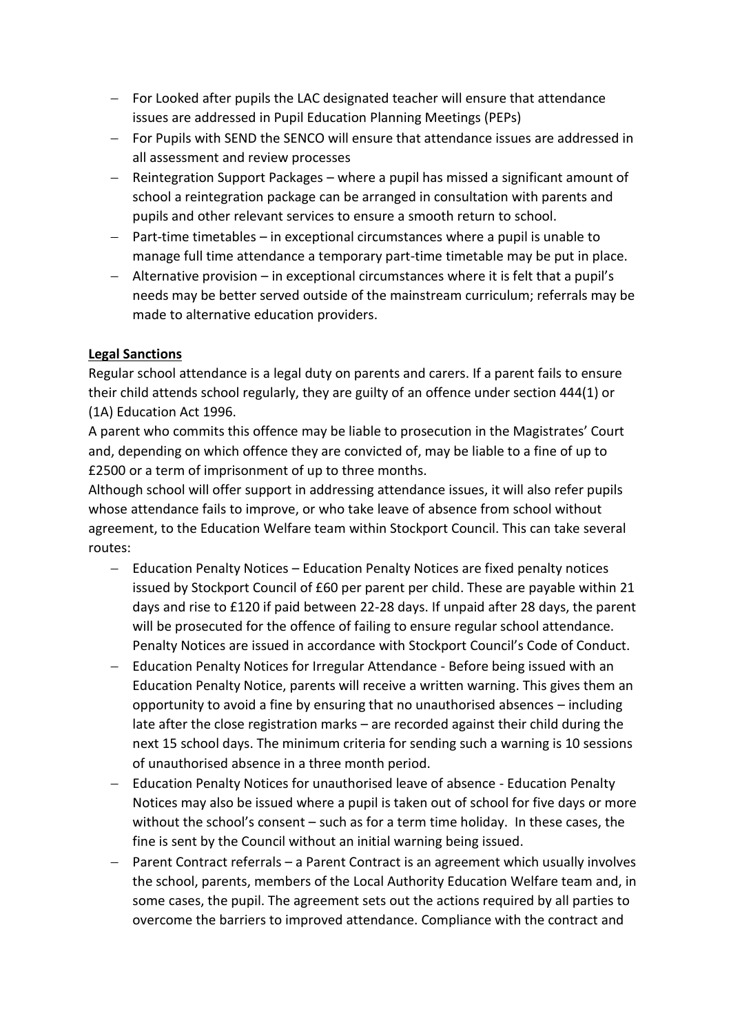- For Looked after pupils the LAC designated teacher will ensure that attendance issues are addressed in Pupil Education Planning Meetings (PEPs)
- For Pupils with SEND the SENCO will ensure that attendance issues are addressed in all assessment and review processes
- Reintegration Support Packages – where a pupil has missed a significant amount of school a reintegration package can be arranged in consultation with parents and pupils and other relevant services to ensure a smooth return to school.
- Part-time timetables – in exceptional circumstances where a pupil is unable to manage full time attendance a temporary part-time timetable may be put in place.
- Alternative provision – in exceptional circumstances where it is felt that a pupil's needs may be better served outside of the mainstream curriculum; referrals may be made to alternative education providers.

**Legal Sanctions**

Regular school attendance is a legal duty on parents and carers. If a parent fails to ensure their child attends school regularly, they are guilty of an offence under section 444(1) or (1A) Education Act 1996.

A parent who commits this offence may be liable to prosecution in the Magistrates' Court and, depending on which offence they are convicted of, may be liable to a fine of up to £2500 or a term of imprisonment of up to three months.

Although school will offer support in addressing attendance issues, it will also refer pupils whose attendance fails to improve, or who take leave of absence from school without agreement, to the Education Welfare team within Stockport Council. This can take several routes:

- Education Penalty Notices – Education Penalty Notices are fixed penalty notices issued by Stockport Council of £60 per parent per child. These are payable within 21 days and rise to £120 if paid between 22-28 days. If unpaid after 28 days, the parent will be prosecuted for the offence of failing to ensure regular school attendance. Penalty Notices are issued in accordance with Stockport Council's Code of Conduct.
- Education Penalty Notices for Irregular Attendance - Before being issued with an Education Penalty Notice, parents will receive a written warning. This gives them an opportunity to avoid a fine by ensuring that no unauthorised absences – including late after the close registration marks – are recorded against their child during the next 15 school days. The minimum criteria for sending such a warning is 10 sessions of unauthorised absence in a three month period.
- Education Penalty Notices for unauthorised leave of absence - Education Penalty Notices may also be issued where a pupil is taken out of school for five days or more without the school's consent – such as for a term time holiday. In these cases, the fine is sent by the Council without an initial warning being issued.
- Parent Contract referrals – a Parent Contract is an agreement which usually involves the school, parents, members of the Local Authority Education Welfare team and, in some cases, the pupil. The agreement sets out the actions required by all parties to overcome the barriers to improved attendance. Compliance with the contract and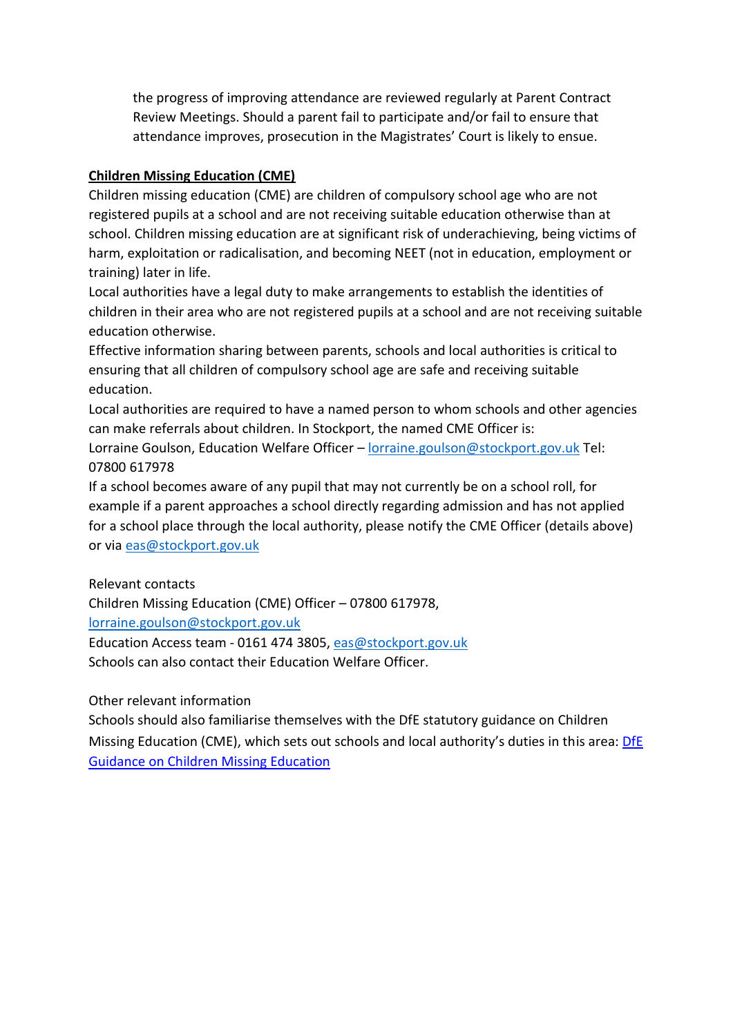the progress of improving attendance are reviewed regularly at Parent Contract Review Meetings. Should a parent fail to participate and/or fail to ensure that attendance improves, prosecution in the Magistrates' Court is likely to ensue.

**Children Missing Education (CME)**

Children missing education (CME) are children of compulsory school age who are not registered pupils at a school and are not receiving suitable education otherwise than at school. Children missing education are at significant risk of underachieving, being victims of harm, exploitation or radicalisation, and becoming NEET (not in education, employment or training) later in life.

Local authorities have a legal duty to make arrangements to establish the identities of children in their area who are not registered pupils at a school and are not receiving suitable education otherwise.

Effective information sharing between parents, schools and local authorities is critical to ensuring that all children of compulsory school age are safe and receiving suitable education.

Local authorities are required to have a named person to whom schools and other agencies can make referrals about children. In Stockport, the named CME Officer is:

Lorraine Goulson, Education Welfare Officer – lorraine.goulson@stockport.gov.uk Tel: 07800 617978

If a school becomes aware of any pupil that may not currently be on a school roll, for example if a parent approaches a school directly regarding admission and has not applied for a school place through the local authority, please notify the CME Officer (details above) or via eas@stockport.gov.uk

Relevant contacts

Children Missing Education (CME) Officer – 07800 617978, lorraine.goulson@stockport.gov.uk

Education Access team - 0161 474 3805, eas@stockport.gov.uk

Schools can also contact their Education Welfare Officer.

Other relevant information

Schools should also familiarise themselves with the DfE statutory guidance on Children Missing Education (CME), which sets out schools and local authority's duties in this area: DfE Guidance on Children Missing Education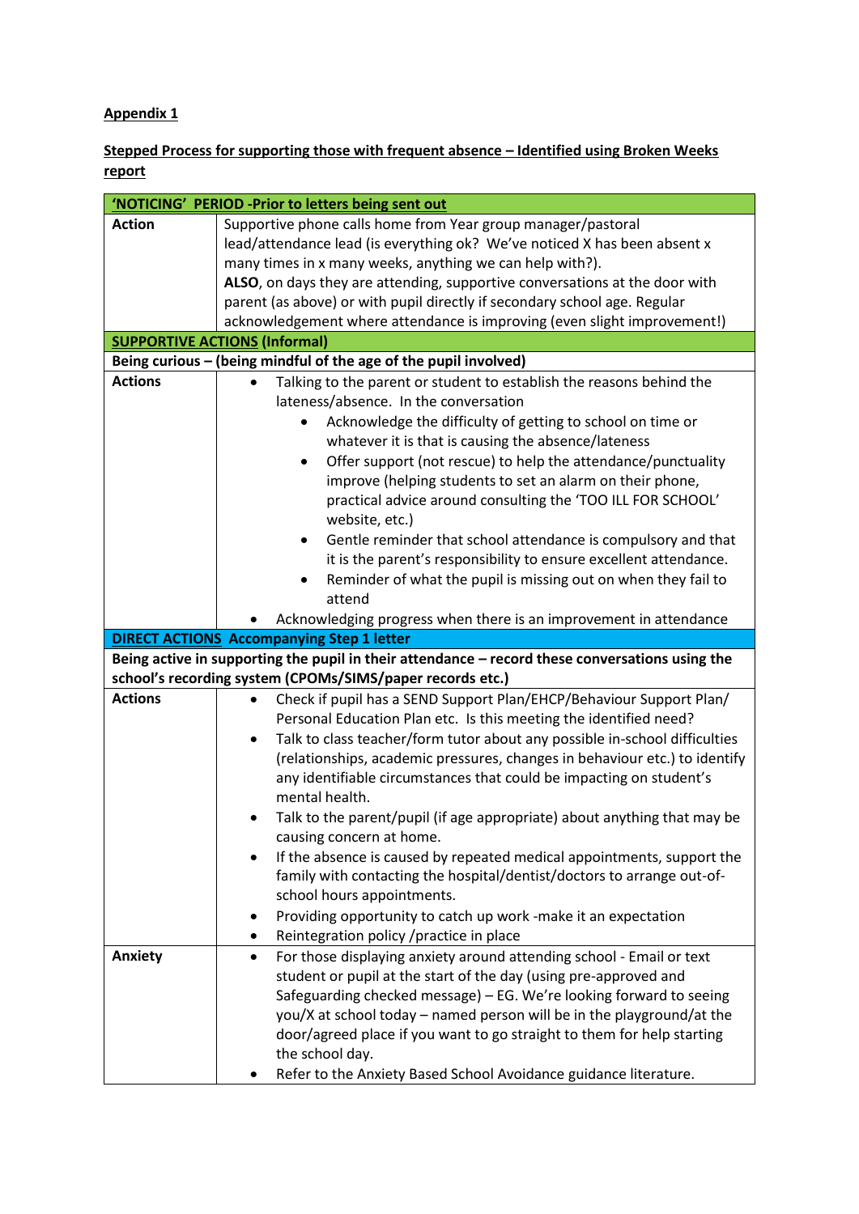**Appendix 1**

**Stepped Process for supporting those with frequent absence – Identified using Broken Weeks report**

| **'NOTICING' PERIOD -Prior to letters being sent out** | |
|---|---|
| **Action** | Supportive phone calls home from Year group manager/pastoral lead/attendance lead (is everything ok? We've noticed X has been absent x many times in x many weeks, anything we can help with?). **ALSO**, on days they are attending, supportive conversations at the door with parent (as above) or with pupil directly if secondary school age. Regular acknowledgement where attendance is improving (even slight improvement!) |
| **SUPPORTIVE ACTIONS (Informal)** | |
| **Being curious – (being mindful of the age of the pupil involved)** | |
| **Actions** | • Talking to the parent or student to establish the reasons behind the lateness/absence. In the conversation<br>  ◦ Acknowledge the difficulty of getting to school on time or whatever it is that is causing the absence/lateness<br>  ◦ Offer support (not rescue) to help the attendance/punctuality improve (helping students to set an alarm on their phone, practical advice around consulting the 'TOO ILL FOR SCHOOL' website, etc.)<br>  ◦ Gentle reminder that school attendance is compulsory and that it is the parent's responsibility to ensure excellent attendance.<br>  ◦ Reminder of what the pupil is missing out on when they fail to attend<br>• Acknowledging progress when there is an improvement in attendance |
| **DIRECT ACTIONS Accompanying Step 1 letter** | |
| **Being active in supporting the pupil in their attendance – record these conversations using the school's recording system (CPOMs/SIMS/paper records etc.)** | |
| **Actions** | • Check if pupil has a SEND Support Plan/EHCP/Behaviour Support Plan/ Personal Education Plan etc. Is this meeting the identified need?<br>• Talk to class teacher/form tutor about any possible in-school difficulties (relationships, academic pressures, changes in behaviour etc.) to identify any identifiable circumstances that could be impacting on student's mental health.<br>• Talk to the parent/pupil (if age appropriate) about anything that may be causing concern at home.<br>• If the absence is caused by repeated medical appointments, support the family with contacting the hospital/dentist/doctors to arrange out-of-school hours appointments.<br>• Providing opportunity to catch up work -make it an expectation<br>• Reintegration policy /practice in place |
| **Anxiety** | • For those displaying anxiety around attending school - Email or text student or pupil at the start of the day (using pre-approved and Safeguarding checked message) – EG. We're looking forward to seeing you/X at school today – named person will be in the playground/at the door/agreed place if you want to go straight to them for help starting the school day.<br>• Refer to the Anxiety Based School Avoidance guidance literature. |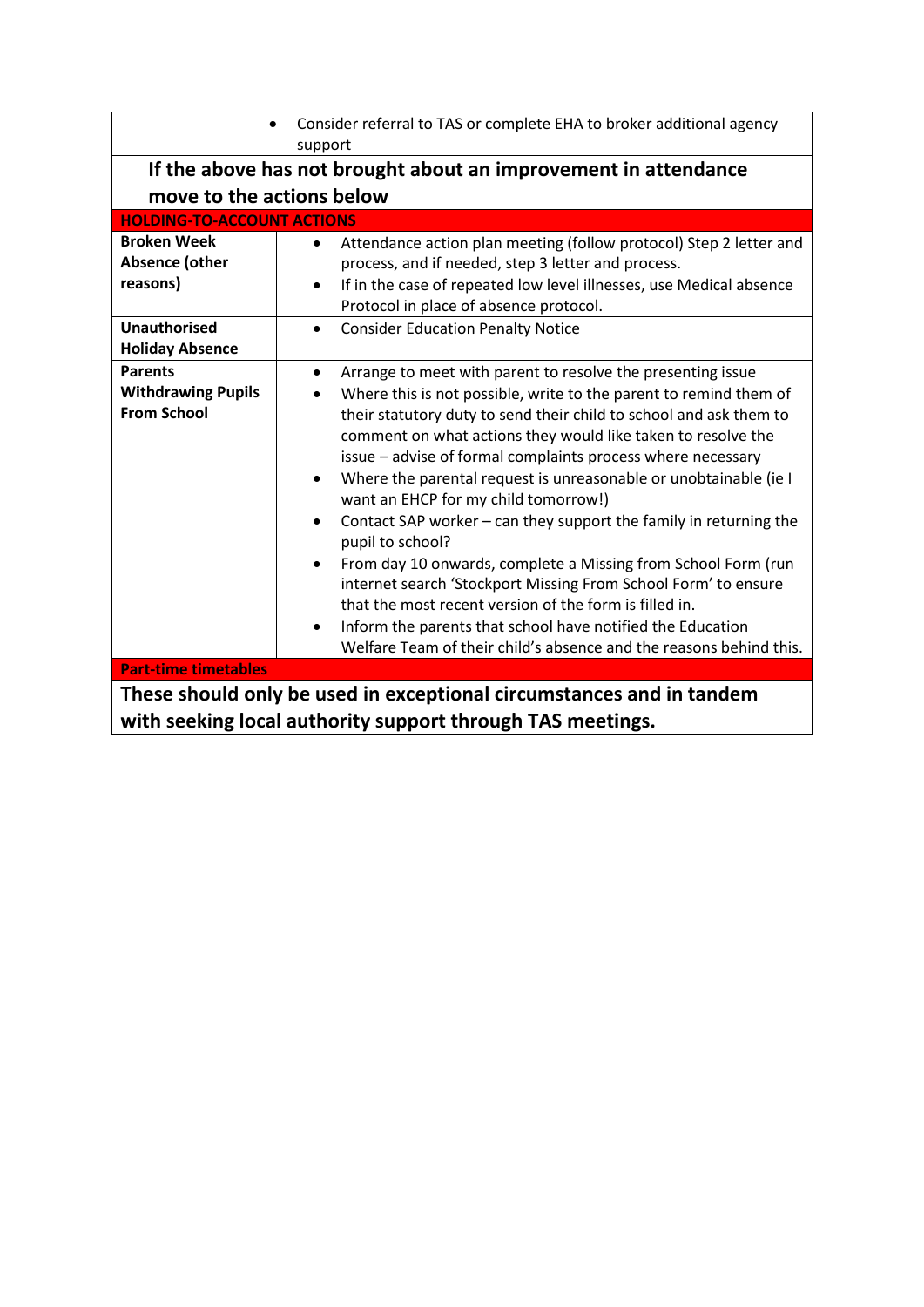| | |
|---|---|
| | • Consider referral to TAS or complete EHA to broker additional agency support |
| **If the above has not brought about an improvement in attendance move to the actions below** | |
| **HOLDING-TO-ACCOUNT ACTIONS** | |
| **Broken Week Absence (other reasons)** | • Attendance action plan meeting (follow protocol) Step 2 letter and process, and if needed, step 3 letter and process.<br>• If in the case of repeated low level illnesses, use Medical absence Protocol in place of absence protocol. |
| **Unauthorised Holiday Absence** | • Consider Education Penalty Notice |
| **Parents Withdrawing Pupils From School** | • Arrange to meet with parent to resolve the presenting issue<br>• Where this is not possible, write to the parent to remind them of their statutory duty to send their child to school and ask them to comment on what actions they would like taken to resolve the issue – advise of formal complaints process where necessary<br>• Where the parental request is unreasonable or unobtainable (ie I want an EHCP for my child tomorrow!)<br>• Contact SAP worker – can they support the family in returning the pupil to school?<br>• From day 10 onwards, complete a Missing from School Form (run internet search 'Stockport Missing From School Form' to ensure that the most recent version of the form is filled in.<br>• Inform the parents that school have notified the Education Welfare Team of their child's absence and the reasons behind this. |
| **Part-time timetables** | |
| **These should only be used in exceptional circumstances and in tandem with seeking local authority support through TAS meetings.** | |